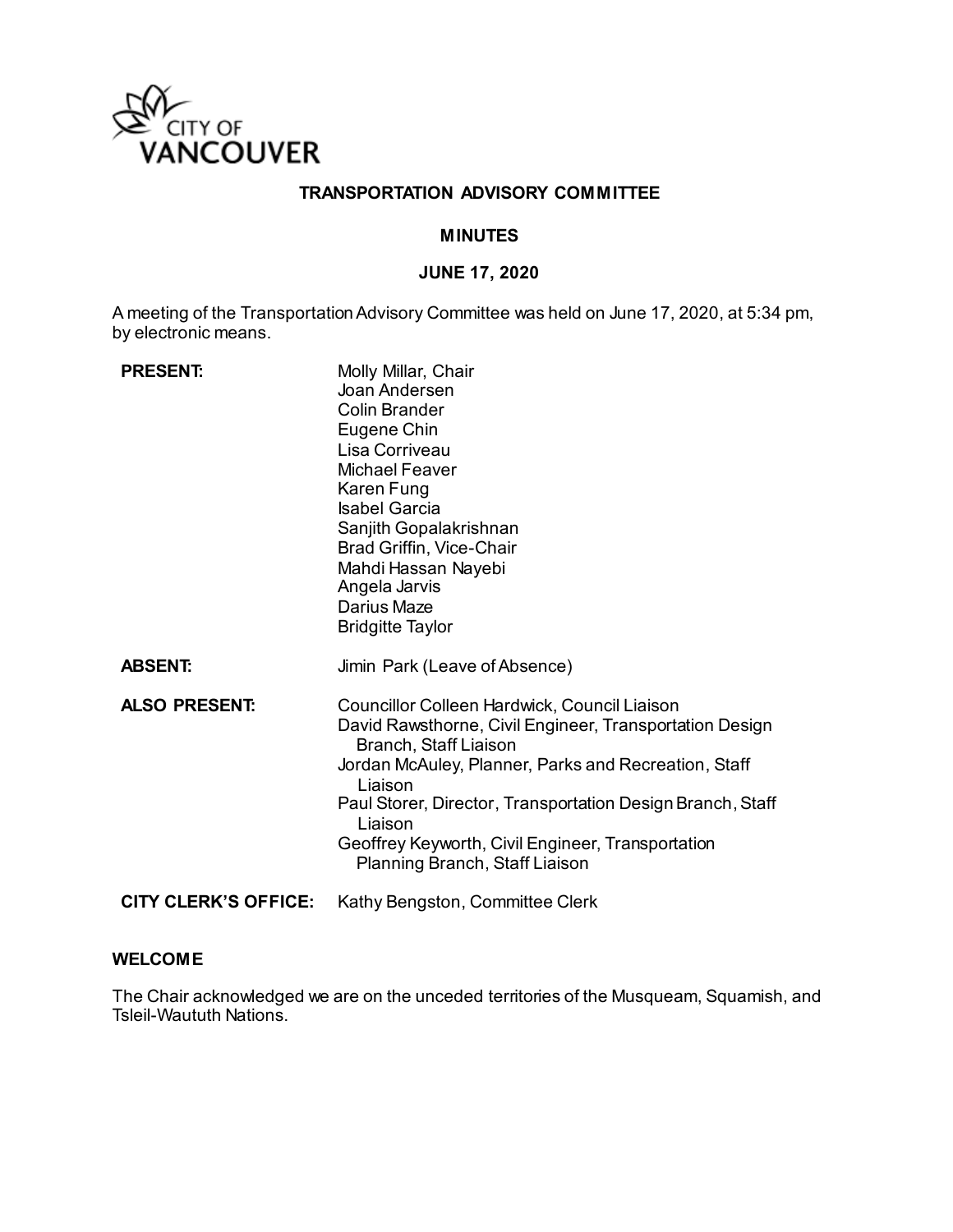CITY OF VANCOUVER

# TRANSPORTATION ADVISORY COMMITTEE

## MINUTES

## JUNE 17, 2020

A meeting of the Transportation Advisory Committee was held on June 17, 2020, at 5:34 pm, by electronic means.

| | |
|---|---|
| **PRESENT:** | Molly Millar, Chair<br>Joan Andersen<br>Colin Brander<br>Eugene Chin<br>Lisa Corriveau<br>Michael Feaver<br>Karen Fung<br>Isabel Garcia<br>Sanjith Gopalakrishnan<br>Brad Griffin, Vice-Chair<br>Mahdi Hassan Nayebi<br>Angela Jarvis<br>Darius Maze<br>Bridgitte Taylor |
| **ABSENT:** | Jimin Park (Leave of Absence) |
| **ALSO PRESENT:** | Councillor Colleen Hardwick, Council Liaison<br>David Rawsthorne, Civil Engineer, Transportation Design Branch, Staff Liaison<br>Jordan McAuley, Planner, Parks and Recreation, Staff Liaison<br>Paul Storer, Director, Transportation Design Branch, Staff Liaison<br>Geoffrey Keyworth, Civil Engineer, Transportation Planning Branch, Staff Liaison |
| **CITY CLERK'S OFFICE:** | Kathy Bengston, Committee Clerk |

### WELCOME

The Chair acknowledged we are on the unceded territories of the Musqueam, Squamish, and Tsleil-Waututh Nations.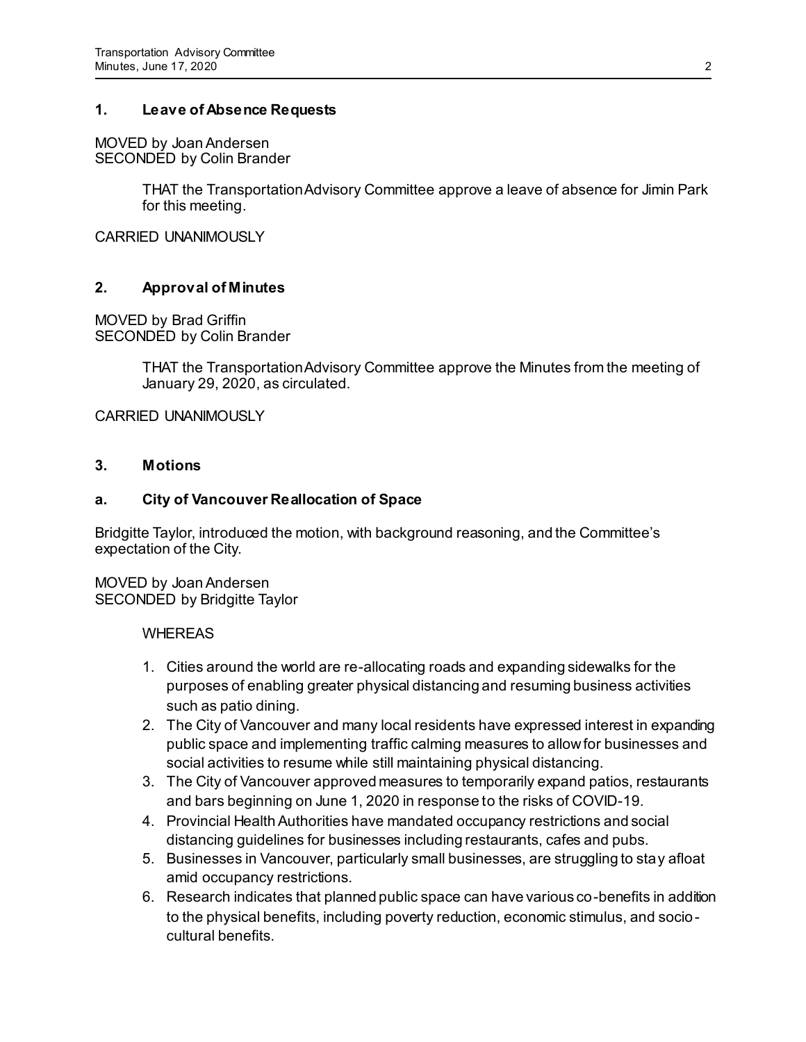## 1. Leave of Absence Requests

MOVED by Joan Andersen
SECONDED by Colin Brander

> THAT the Transportation Advisory Committee approve a leave of absence for Jimin Park for this meeting.

CARRIED UNANIMOUSLY

## 2. Approval of Minutes

MOVED by Brad Griffin
SECONDED by Colin Brander

> THAT the Transportation Advisory Committee approve the Minutes from the meeting of January 29, 2020, as circulated.

CARRIED UNANIMOUSLY

## 3. Motions

### a. City of Vancouver Reallocation of Space

Bridgitte Taylor, introduced the motion, with background reasoning, and the Committee's expectation of the City.

MOVED by Joan Andersen
SECONDED by Bridgitte Taylor

WHEREAS

1. Cities around the world are re-allocating roads and expanding sidewalks for the purposes of enabling greater physical distancing and resuming business activities such as patio dining.
2. The City of Vancouver and many local residents have expressed interest in expanding public space and implementing traffic calming measures to allow for businesses and social activities to resume while still maintaining physical distancing.
3. The City of Vancouver approved measures to temporarily expand patios, restaurants and bars beginning on June 1, 2020 in response to the risks of COVID-19.
4. Provincial Health Authorities have mandated occupancy restrictions and social distancing guidelines for businesses including restaurants, cafes and pubs.
5. Businesses in Vancouver, particularly small businesses, are struggling to stay afloat amid occupancy restrictions.
6. Research indicates that planned public space can have various co-benefits in addition to the physical benefits, including poverty reduction, economic stimulus, and socio-cultural benefits.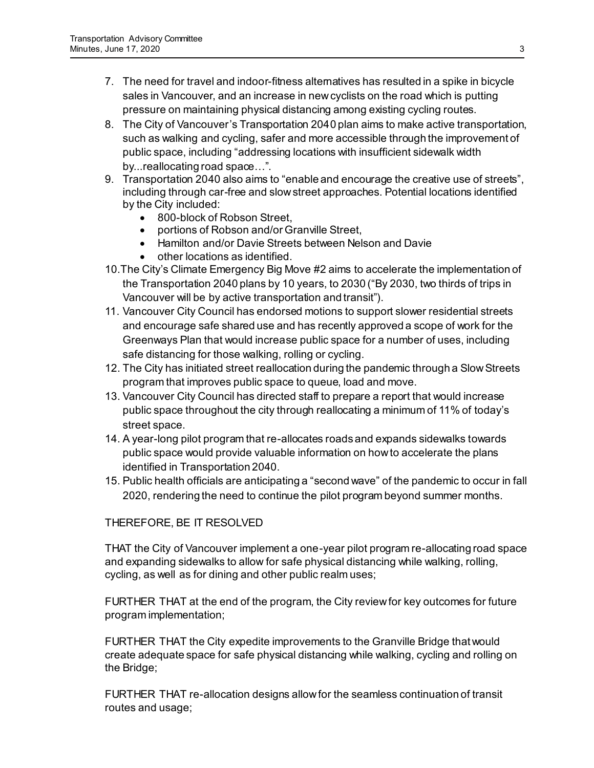7. The need for travel and indoor-fitness alternatives has resulted in a spike in bicycle sales in Vancouver, and an increase in new cyclists on the road which is putting pressure on maintaining physical distancing among existing cycling routes.
8. The City of Vancouver's Transportation 2040 plan aims to make active transportation, such as walking and cycling, safer and more accessible through the improvement of public space, including "addressing locations with insufficient sidewalk width by...reallocating road space…".
9. Transportation 2040 also aims to "enable and encourage the creative use of streets", including through car-free and slow street approaches. Potential locations identified by the City included:
   - 800-block of Robson Street,
   - portions of Robson and/or Granville Street,
   - Hamilton and/or Davie Streets between Nelson and Davie
   - other locations as identified.
10. The City's Climate Emergency Big Move #2 aims to accelerate the implementation of the Transportation 2040 plans by 10 years, to 2030 ("By 2030, two thirds of trips in Vancouver will be by active transportation and transit").
11. Vancouver City Council has endorsed motions to support slower residential streets and encourage safe shared use and has recently approved a scope of work for the Greenways Plan that would increase public space for a number of uses, including safe distancing for those walking, rolling or cycling.
12. The City has initiated street reallocation during the pandemic through a Slow Streets program that improves public space to queue, load and move.
13. Vancouver City Council has directed staff to prepare a report that would increase public space throughout the city through reallocating a minimum of 11% of today's street space.
14. A year-long pilot program that re-allocates roads and expands sidewalks towards public space would provide valuable information on how to accelerate the plans identified in Transportation 2040.
15. Public health officials are anticipating a "second wave" of the pandemic to occur in fall 2020, rendering the need to continue the pilot program beyond summer months.

THEREFORE, BE IT RESOLVED

THAT the City of Vancouver implement a one-year pilot program re-allocating road space and expanding sidewalks to allow for safe physical distancing while walking, rolling, cycling, as well as for dining and other public realm uses;

FURTHER THAT at the end of the program, the City review for key outcomes for future program implementation;

FURTHER THAT the City expedite improvements to the Granville Bridge that would create adequate space for safe physical distancing while walking, cycling and rolling on the Bridge;

FURTHER THAT re-allocation designs allow for the seamless continuation of transit routes and usage;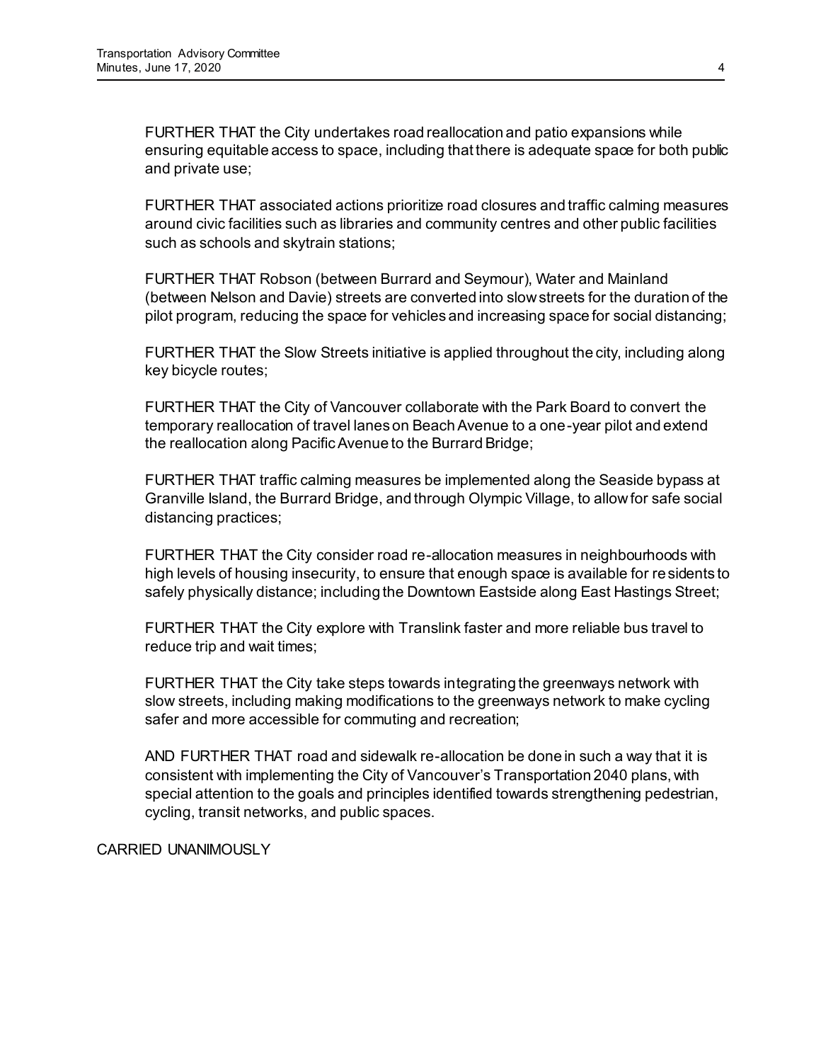FURTHER THAT the City undertakes road reallocation and patio expansions while ensuring equitable access to space, including that there is adequate space for both public and private use;

FURTHER THAT associated actions prioritize road closures and traffic calming measures around civic facilities such as libraries and community centres and other public facilities such as schools and skytrain stations;

FURTHER THAT Robson (between Burrard and Seymour), Water and Mainland (between Nelson and Davie) streets are converted into slow streets for the duration of the pilot program, reducing the space for vehicles and increasing space for social distancing;

FURTHER THAT the Slow Streets initiative is applied throughout the city, including along key bicycle routes;

FURTHER THAT the City of Vancouver collaborate with the Park Board to convert the temporary reallocation of travel lanes on Beach Avenue to a one-year pilot and extend the reallocation along Pacific Avenue to the Burrard Bridge;

FURTHER THAT traffic calming measures be implemented along the Seaside bypass at Granville Island, the Burrard Bridge, and through Olympic Village, to allow for safe social distancing practices;

FURTHER THAT the City consider road re-allocation measures in neighbourhoods with high levels of housing insecurity, to ensure that enough space is available for residents to safely physically distance; including the Downtown Eastside along East Hastings Street;

FURTHER THAT the City explore with Translink faster and more reliable bus travel to reduce trip and wait times;

FURTHER THAT the City take steps towards integrating the greenways network with slow streets, including making modifications to the greenways network to make cycling safer and more accessible for commuting and recreation;

AND FURTHER THAT road and sidewalk re-allocation be done in such a way that it is consistent with implementing the City of Vancouver's Transportation 2040 plans, with special attention to the goals and principles identified towards strengthening pedestrian, cycling, transit networks, and public spaces.

CARRIED UNANIMOUSLY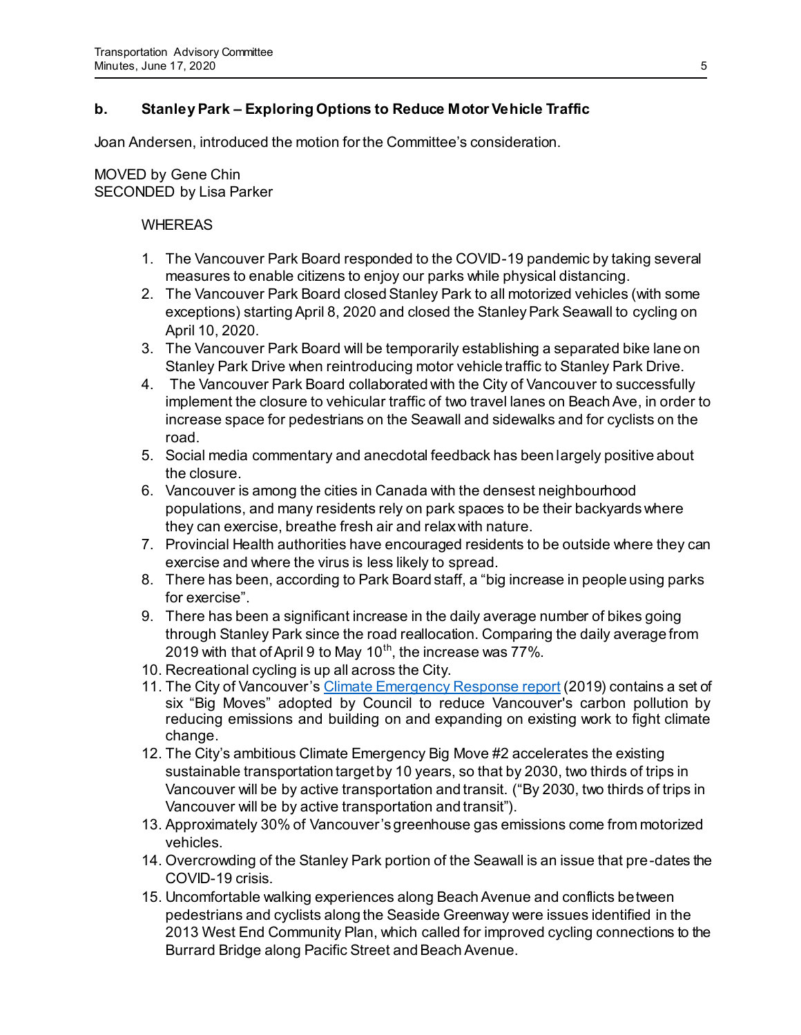### b. Stanley Park – Exploring Options to Reduce Motor Vehicle Traffic

Joan Andersen, introduced the motion for the Committee's consideration.

MOVED by Gene Chin
SECONDED by Lisa Parker

WHEREAS

1. The Vancouver Park Board responded to the COVID-19 pandemic by taking several measures to enable citizens to enjoy our parks while physical distancing.
2. The Vancouver Park Board closed Stanley Park to all motorized vehicles (with some exceptions) starting April 8, 2020 and closed the Stanley Park Seawall to cycling on April 10, 2020.
3. The Vancouver Park Board will be temporarily establishing a separated bike lane on Stanley Park Drive when reintroducing motor vehicle traffic to Stanley Park Drive.
4. The Vancouver Park Board collaborated with the City of Vancouver to successfully implement the closure to vehicular traffic of two travel lanes on Beach Ave, in order to increase space for pedestrians on the Seawall and sidewalks and for cyclists on the road.
5. Social media commentary and anecdotal feedback has been largely positive about the closure.
6. Vancouver is among the cities in Canada with the densest neighbourhood populations, and many residents rely on park spaces to be their backyards where they can exercise, breathe fresh air and relax with nature.
7. Provincial Health authorities have encouraged residents to be outside where they can exercise and where the virus is less likely to spread.
8. There has been, according to Park Board staff, a "big increase in people using parks for exercise".
9. There has been a significant increase in the daily average number of bikes going through Stanley Park since the road reallocation. Comparing the daily average from 2019 with that of April 9 to May 10th, the increase was 77%.
10. Recreational cycling is up all across the City.
11. The City of Vancouver's Climate Emergency Response report (2019) contains a set of six "Big Moves" adopted by Council to reduce Vancouver's carbon pollution by reducing emissions and building on and expanding on existing work to fight climate change.
12. The City's ambitious Climate Emergency Big Move #2 accelerates the existing sustainable transportation target by 10 years, so that by 2030, two thirds of trips in Vancouver will be by active transportation and transit. ("By 2030, two thirds of trips in Vancouver will be by active transportation and transit").
13. Approximately 30% of Vancouver's greenhouse gas emissions come from motorized vehicles.
14. Overcrowding of the Stanley Park portion of the Seawall is an issue that pre-dates the COVID-19 crisis.
15. Uncomfortable walking experiences along Beach Avenue and conflicts between pedestrians and cyclists along the Seaside Greenway were issues identified in the 2013 West End Community Plan, which called for improved cycling connections to the Burrard Bridge along Pacific Street and Beach Avenue.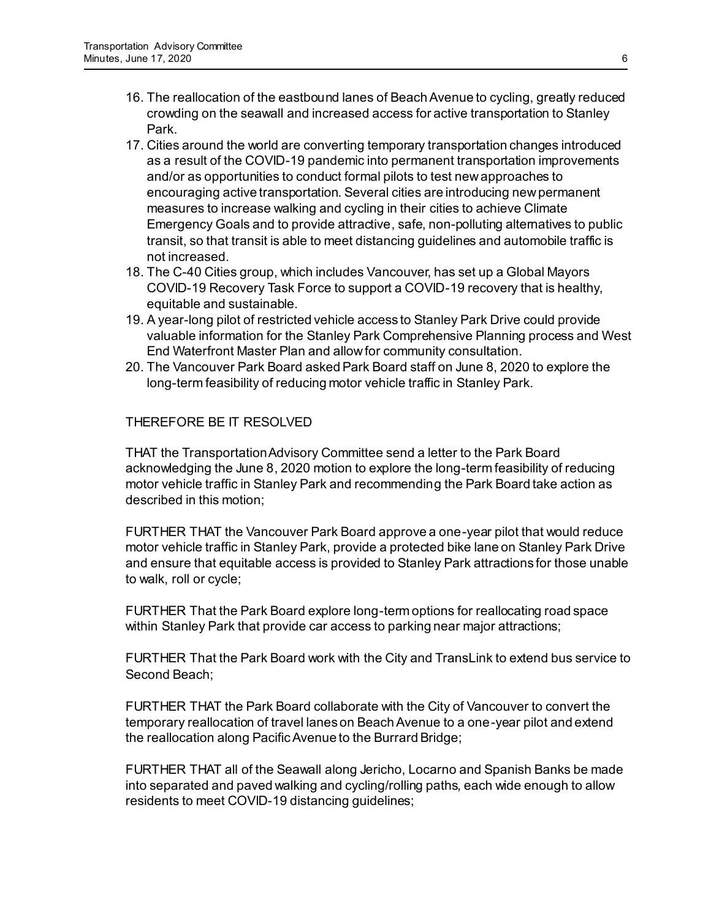16. The reallocation of the eastbound lanes of Beach Avenue to cycling, greatly reduced crowding on the seawall and increased access for active transportation to Stanley Park.
17. Cities around the world are converting temporary transportation changes introduced as a result of the COVID-19 pandemic into permanent transportation improvements and/or as opportunities to conduct formal pilots to test new approaches to encouraging active transportation. Several cities are introducing new permanent measures to increase walking and cycling in their cities to achieve Climate Emergency Goals and to provide attractive, safe, non-polluting alternatives to public transit, so that transit is able to meet distancing guidelines and automobile traffic is not increased.
18. The C-40 Cities group, which includes Vancouver, has set up a Global Mayors COVID-19 Recovery Task Force to support a COVID-19 recovery that is healthy, equitable and sustainable.
19. A year-long pilot of restricted vehicle access to Stanley Park Drive could provide valuable information for the Stanley Park Comprehensive Planning process and West End Waterfront Master Plan and allow for community consultation.
20. The Vancouver Park Board asked Park Board staff on June 8, 2020 to explore the long-term feasibility of reducing motor vehicle traffic in Stanley Park.

THEREFORE BE IT RESOLVED

THAT the Transportation Advisory Committee send a letter to the Park Board acknowledging the June 8, 2020 motion to explore the long-term feasibility of reducing motor vehicle traffic in Stanley Park and recommending the Park Board take action as described in this motion;

FURTHER THAT the Vancouver Park Board approve a one-year pilot that would reduce motor vehicle traffic in Stanley Park, provide a protected bike lane on Stanley Park Drive and ensure that equitable access is provided to Stanley Park attractions for those unable to walk, roll or cycle;

FURTHER That the Park Board explore long-term options for reallocating road space within Stanley Park that provide car access to parking near major attractions;

FURTHER That the Park Board work with the City and TransLink to extend bus service to Second Beach;

FURTHER THAT the Park Board collaborate with the City of Vancouver to convert the temporary reallocation of travel lanes on Beach Avenue to a one-year pilot and extend the reallocation along Pacific Avenue to the Burrard Bridge;

FURTHER THAT all of the Seawall along Jericho, Locarno and Spanish Banks be made into separated and paved walking and cycling/rolling paths, each wide enough to allow residents to meet COVID-19 distancing guidelines;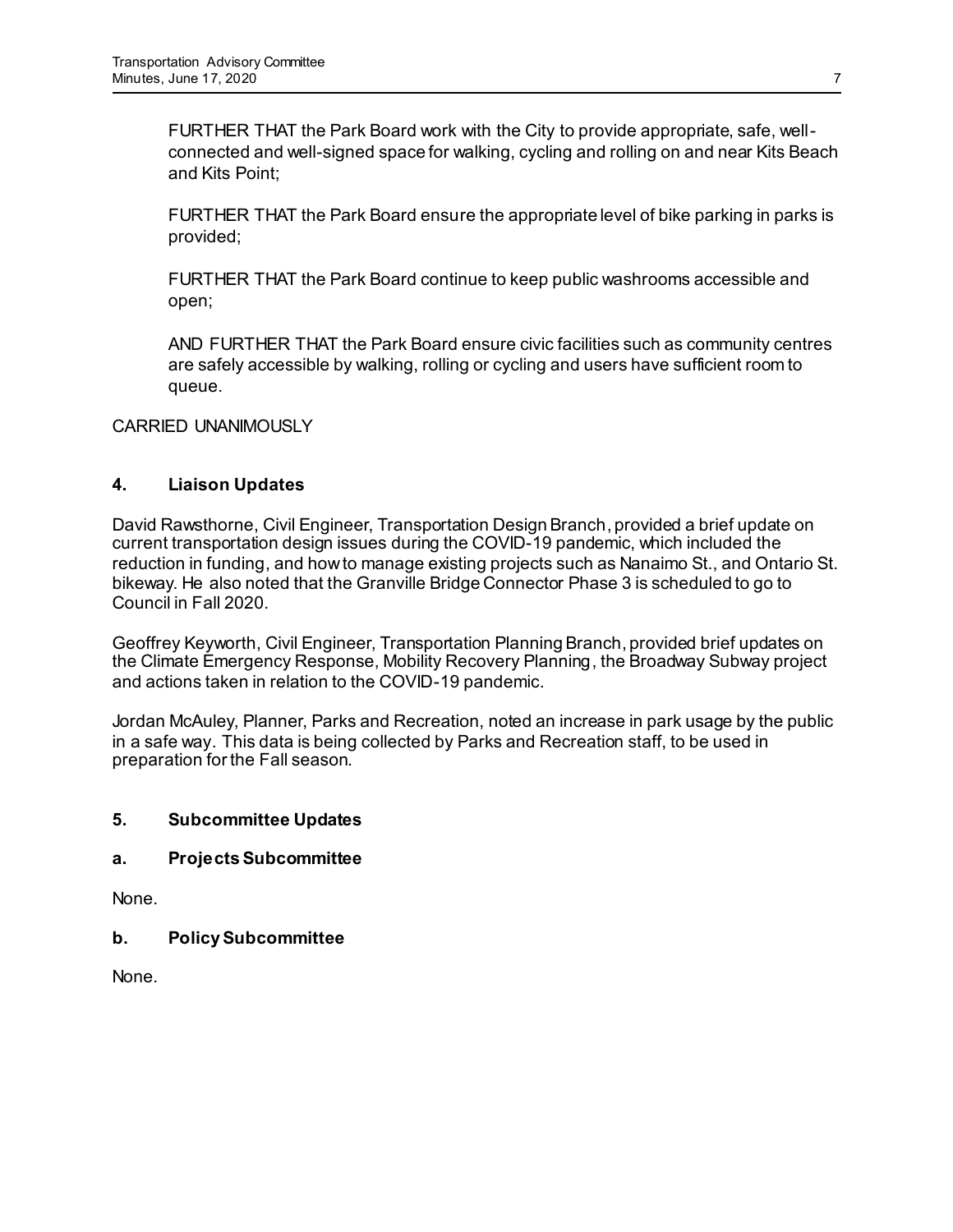FURTHER THAT the Park Board work with the City to provide appropriate, safe, well-connected and well-signed space for walking, cycling and rolling on and near Kits Beach and Kits Point;

FURTHER THAT the Park Board ensure the appropriate level of bike parking in parks is provided;

FURTHER THAT the Park Board continue to keep public washrooms accessible and open;

AND FURTHER THAT the Park Board ensure civic facilities such as community centres are safely accessible by walking, rolling or cycling and users have sufficient room to queue.

CARRIED UNANIMOUSLY

## 4. Liaison Updates

David Rawsthorne, Civil Engineer, Transportation Design Branch, provided a brief update on current transportation design issues during the COVID-19 pandemic, which included the reduction in funding, and how to manage existing projects such as Nanaimo St., and Ontario St. bikeway. He also noted that the Granville Bridge Connector Phase 3 is scheduled to go to Council in Fall 2020.

Geoffrey Keyworth, Civil Engineer, Transportation Planning Branch, provided brief updates on the Climate Emergency Response, Mobility Recovery Planning, the Broadway Subway project and actions taken in relation to the COVID-19 pandemic.

Jordan McAuley, Planner, Parks and Recreation, noted an increase in park usage by the public in a safe way. This data is being collected by Parks and Recreation staff, to be used in preparation for the Fall season.

## 5. Subcommittee Updates

### a. Projects Subcommittee

None.

### b. Policy Subcommittee

None.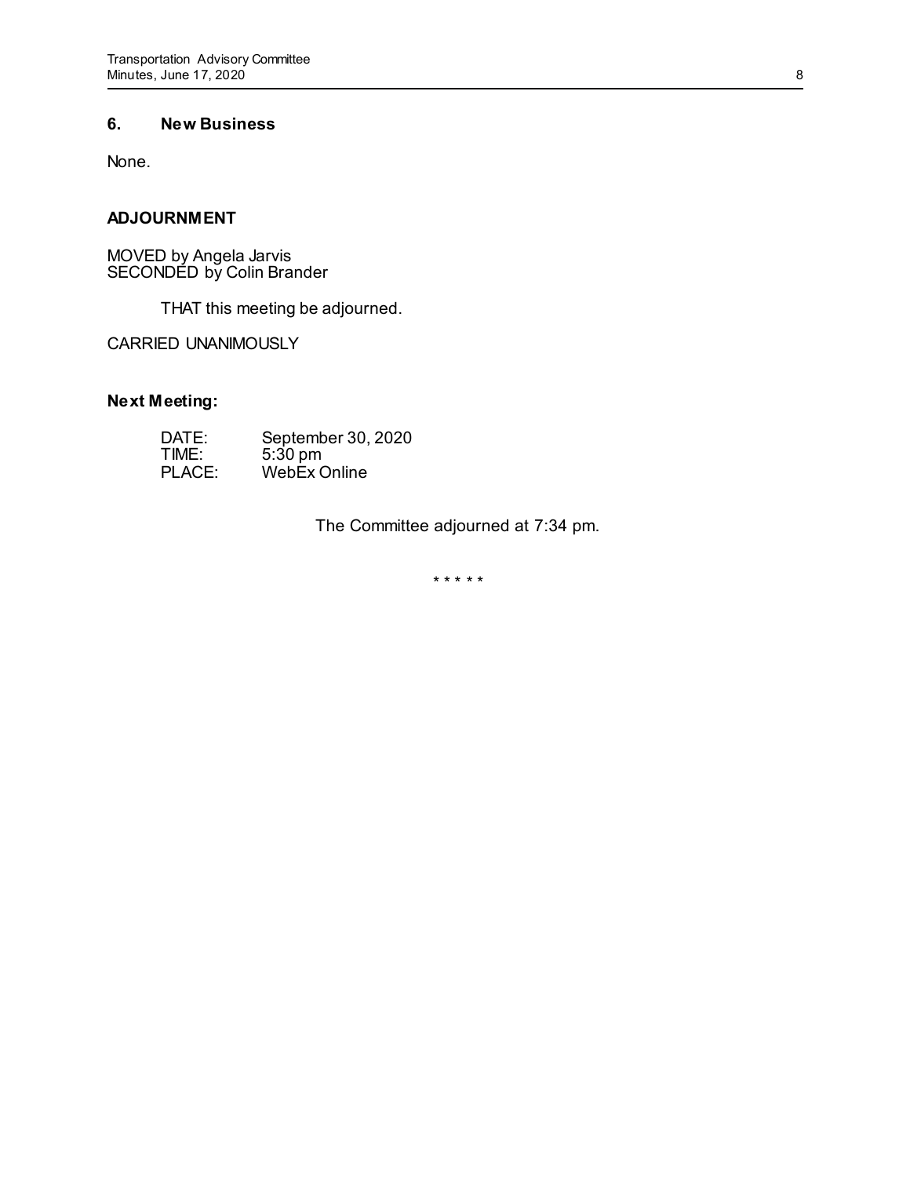## 6. New Business

None.

## ADJOURNMENT

MOVED by Angela Jarvis
SECONDED by Colin Brander

THAT this meeting be adjourned.

CARRIED UNANIMOUSLY

**Next Meeting:**

DATE: September 30, 2020
TIME: 5:30 pm
PLACE: WebEx Online

The Committee adjourned at 7:34 pm.

* * * * *